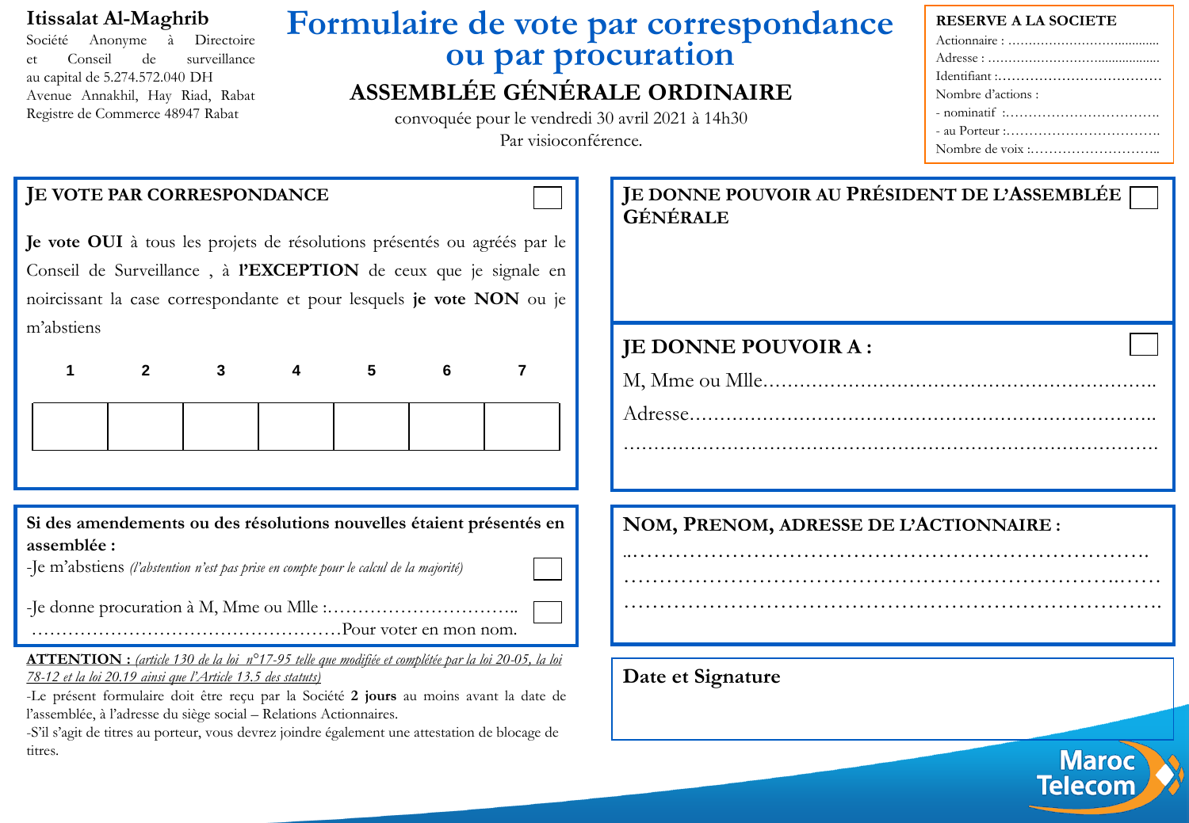**Itissalat Al-Maghrib**

Société Anonyme à Directoire et Conseil de surveillance au capital de 5.274.572.040 DH
Avenue Annakhil, Hay Riad, Rabat
Registre de Commerce 48947 Rabat

# Formulaire de vote par correspondance ou par procuration

## ASSEMBLÉE GÉNÉRALE ORDINAIRE

convoquée pour le vendredi 30 avril 2021 à 14h30
Par visioconférence.

**RESERVE A LA SOCIETE**

Actionnaire : ……………………………
Adresse : ……………………………
Identifiant :……………………………
Nombre d'actions :
- nominatif :……………………………
- au Porteur :……………………………
Nombre de voix :……………………………

### JE VOTE PAR CORRESPONDANCE ☐

**Je vote OUI** à tous les projets de résolutions présentés ou agréés par le Conseil de Surveillance , à **l'EXCEPTION** de ceux que je signale en noircissant la case correspondante et pour lesquels **je vote NON** ou je m'abstiens

| 1 | 2 | 3 | 4 | 5 | 6 | 7 |
|---|---|---|---|---|---|---|
| | | | | | | |

**Si des amendements ou des résolutions nouvelles étaient présentés en assemblée :**

-Je m'abstiens *(l'abstention n'est pas prise en compte pour le calcul de la majorité)* ☐

-Je donne procuration à M, Mme ou Mlle :………………………… ☐
……………………………………………Pour voter en mon nom.

**ATTENTION :** *(article 130 de la loi n°17-95 telle que modifiée et complétée par la loi 20-05, la loi 78-12 et la loi 20.19 ainsi que l'Article 13.5 des statuts)*

-Le présent formulaire doit être reçu par la Société **2 jours** au moins avant la date de l'assemblée, à l'adresse du siège social – Relations Actionnaires.

-S'il s'agit de titres au porteur, vous devrez joindre également une attestation de blocage de titres.

### JE DONNE POUVOIR AU PRÉSIDENT DE L'ASSEMBLÉE GÉNÉRALE ☐

### JE DONNE POUVOIR A : ☐

M, Mme ou Mlle……………………………………………………

Adresse……………………………………………………

……………………………………………………

### NOM, PRENOM, ADRESSE DE L'ACTIONNAIRE :

……………………………………………………

……………………………………………………

……………………………………………………

### Date et Signature

Maroc Telecom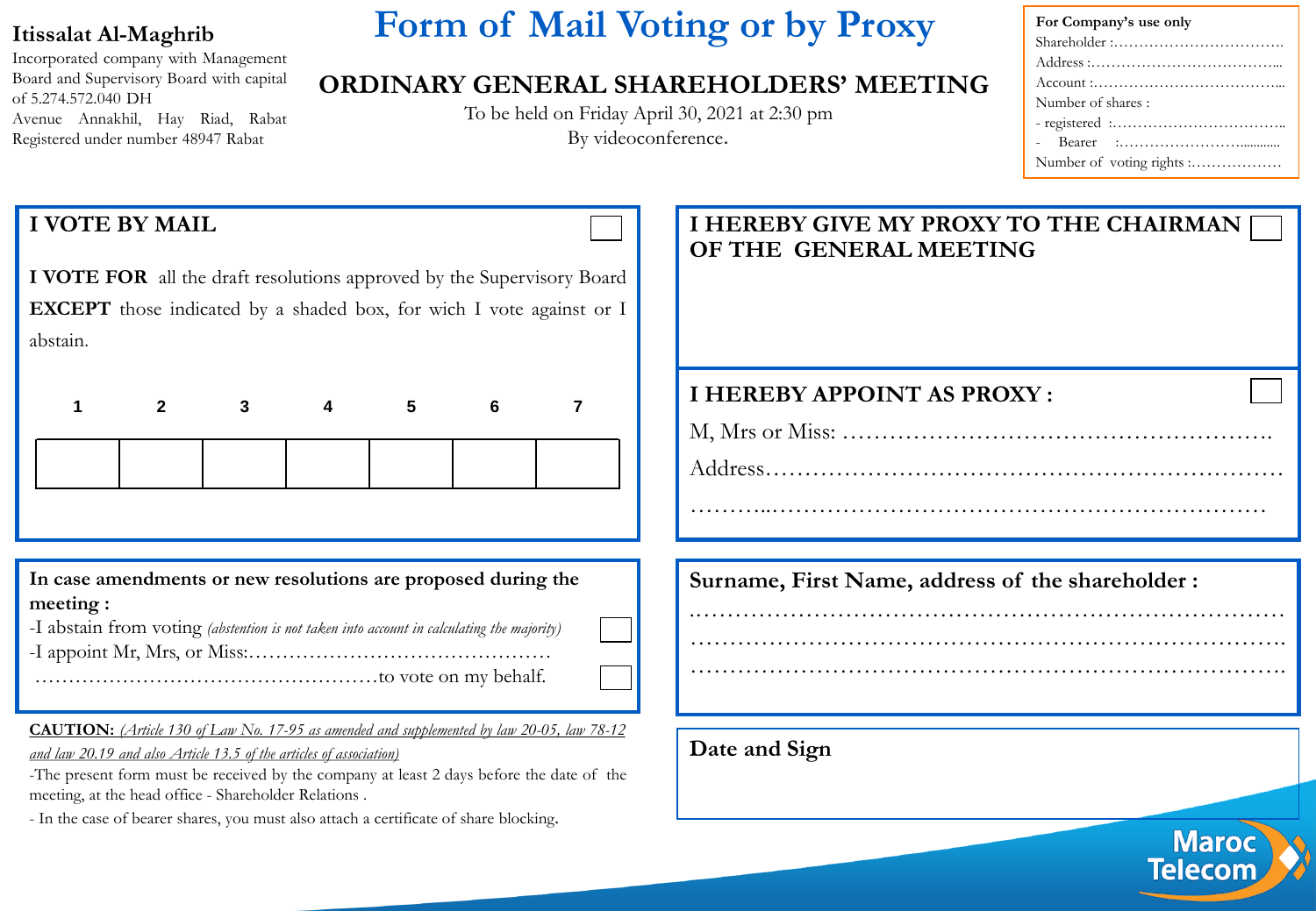**Itissalat Al-Maghrib**

Incorporated company with Management Board and Supervisory Board with capital of 5.274.572.040 DH
Avenue Annakhil, Hay Riad, Rabat
Registered under number 48947 Rabat

# Form of Mail Voting or by Proxy

## ORDINARY GENERAL SHAREHOLDERS' MEETING

To be held on Friday April 30, 2021 at 2:30 pm
By videoconference.

**For Company's use only**
Shareholder :……………………………
Address :………………………………...
Account :………………………………...
Number of shares :
- registered :……………………………..
- Bearer :…………………….............
Number of voting rights :………………

---

**I VOTE BY MAIL** ☐

**I VOTE FOR** all the draft resolutions approved by the Supervisory Board **EXCEPT** those indicated by a shaded box, for wich I vote against or I abstain.

| 1 | 2 | 3 | 4 | 5 | 6 | 7 |
|---|---|---|---|---|---|---|
| | | | | | | |

**I HEREBY GIVE MY PROXY TO THE CHAIRMAN OF THE GENERAL MEETING** ☐

**I HEREBY APPOINT AS PROXY :** ☐

M, Mrs or Miss: ……………………………………………….

Address…………………………………………………………

………..……………………………………………………

**In case amendments or new resolutions are proposed during the meeting :**

-I abstain from voting *(abstention is not taken into account in calculating the majority)* ☐

-I appoint Mr, Mrs, or Miss:………………………………………
……………………………………………to vote on my behalf. ☐

**Surname, First Name, address of the shareholder :**

……………………………………………………………………
……………………………………………………………………
……………………………………………………………………

**CAUTION:** *(Article 130 of Law No. 17-95 as amended and supplemented by law 20-05, law 78-12 and law 20.19 and also Article 13.5 of the articles of association)*

-The present form must be received by the company at least 2 days before the date of the meeting, at the head office - Shareholder Relations .

- In the case of bearer shares, you must also attach a certificate of share blocking.

**Date and Sign**

Maroc Telecom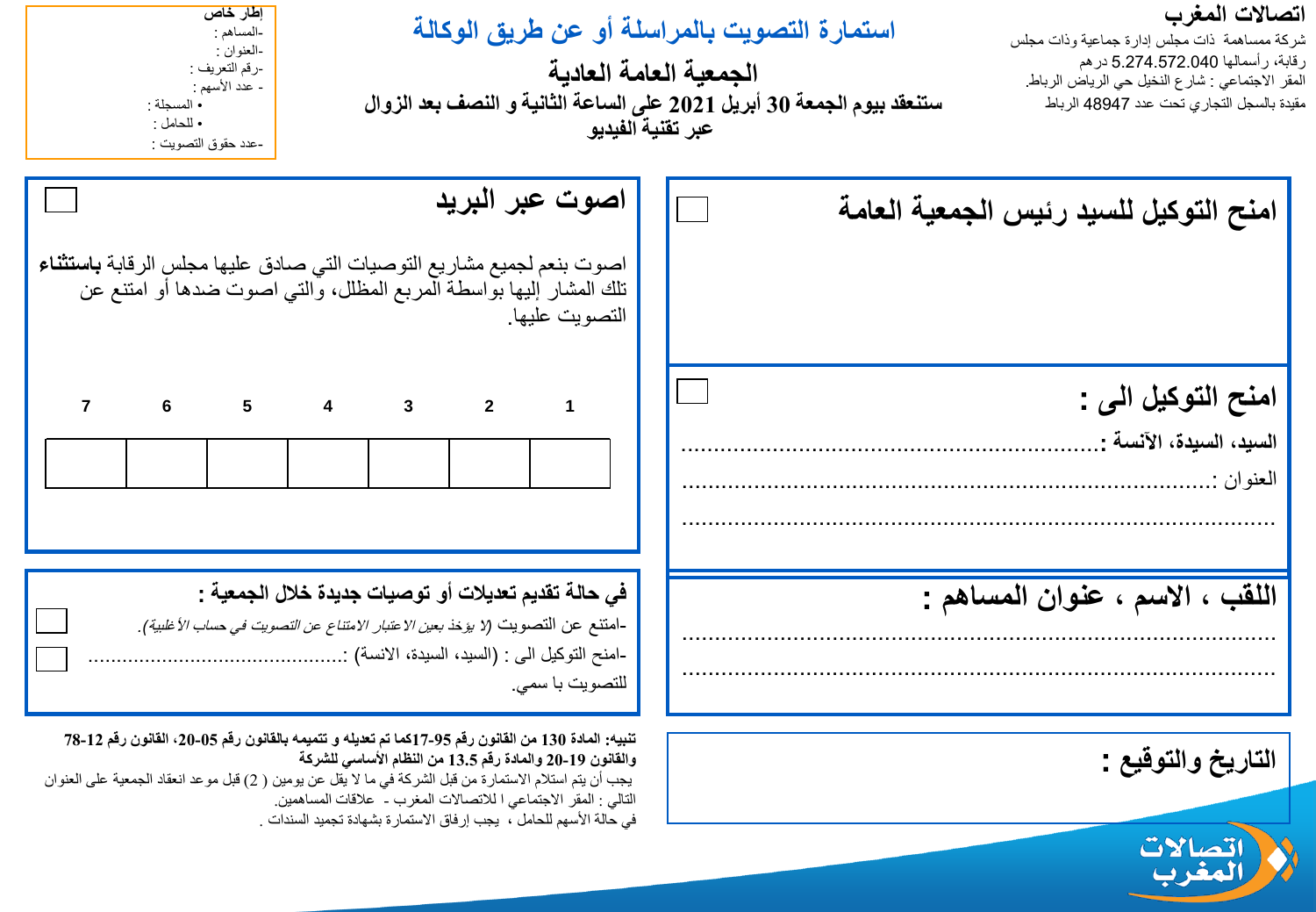**اتصالات المغرب**

شركة مساهمة ذات مجلس إدارة جماعية وذات مجلس رقابة، رأسمالها 5.274.572.040 درهم

المقر الاجتماعي : شارع النخيل حي الرياض الرباط.

مقيدة بالسجل التجاري تحت عدد 48947 الرباط

# استمارة التصويت بالمراسلة أو عن طريق الوكالة

## الجمعية العامة العادية

**ستنعقد بيوم الجمعة 30 أبريل 2021 على الساعة الثانية و النصف بعد الزوال عبر تقنية الفيديو**

**إطار خاص**

- المساهم :
- العنوان :
- رقم التعريف :
- عدد الأسهم :
  - المسجلة :
  - للحامل :
- عدد حقوق التصويت :

### امنح التوكيل للسيد رئيس الجمعية العامة ☐

### امنح التوكيل الى : ☐

**السيد، السيدة، الآنسة :**..........................................................................

العنوان :................................................................................................

..........................................................................................................

### اللقب ، الاسم ، عنوان المساهم :

..........................................................................................................

..........................................................................................................

### التاريخ والتوقيع :

### اصوت عبر البريد ☐

اصوت بنعم لجميع مشاريع التوصيات التي صادق عليها مجلس الرقابة **باستثناء** تلك المشار إليها بواسطة المربع المظلل، والتي اصوت ضدها أو امتنع عن التصويت عليها.

| 1 | 2 | 3 | 4 | 5 | 6 | 7 |
|---|---|---|---|---|---|---|
| | | | | | | |

### في حالة تقديم تعديلات أو توصيات جديدة خلال الجمعية :

- امتنع عن التصويت *(لا يؤخذ بعين الاعتبار الامتناع عن التصويت في حساب الأغلبية).* ☐
- امنح التوكيل الى : (السيد، السيدة، الانسة) :........................................... ☐ للتصويت با سمي.

**تنبيه: المادة 130 من القانون رقم 95-17كما تم تعديله و تتميمه بالقانون رقم 05-20، القانون رقم 12-78 والقانون 19-20 والمادة رقم 13.5 من النظام الأساسي للشركة**

يجب أن يتم استلام الاستمارة من قبل الشركة في ما لا يقل عن يومين ( 2) قبل موعد انعقاد الجمعية على العنوان التالي : المقر الاجتماعي ا للاتصالات المغرب - علاقات المساهمين.

في حالة الأسهم للحامل ، يجب إرفاق الاستمارة بشهادة تجميد السندات .